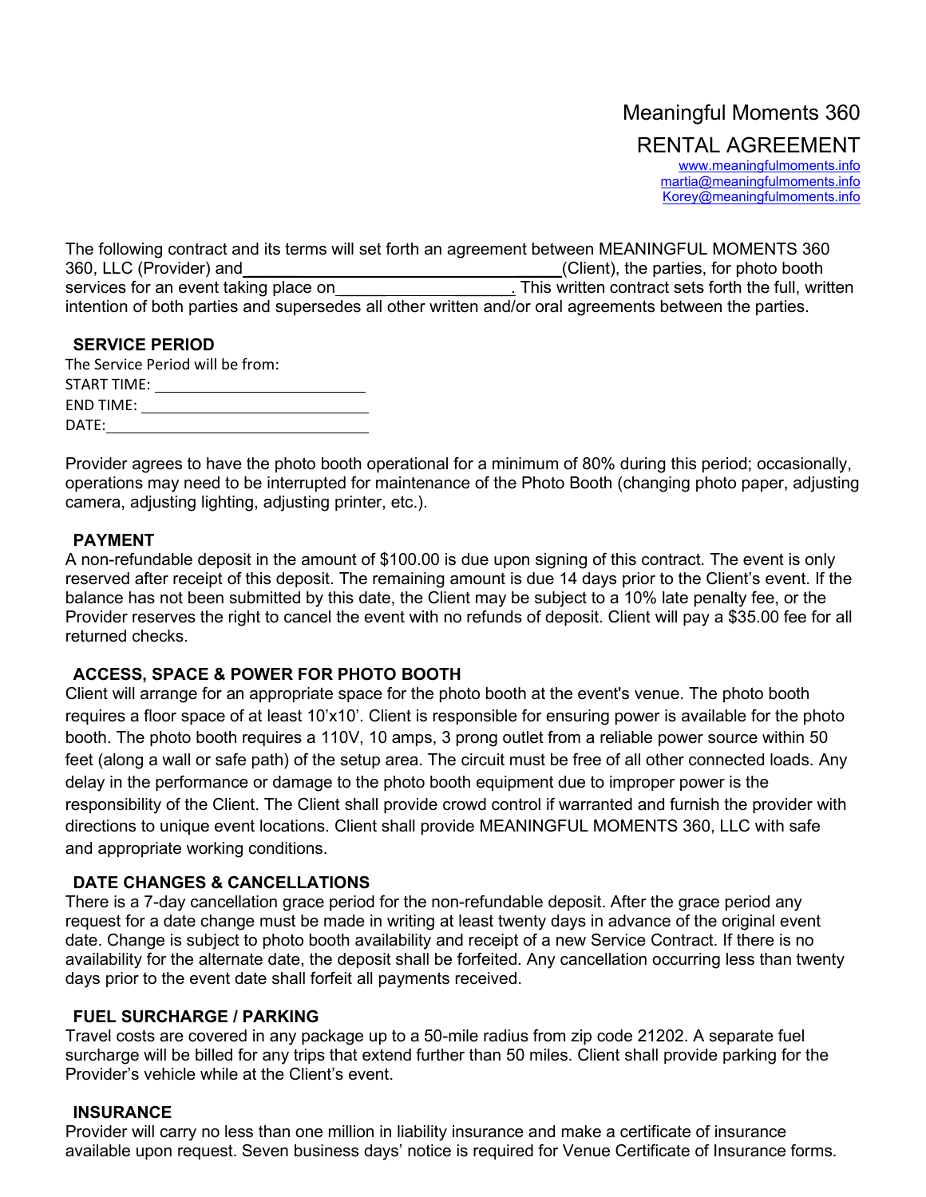# Meaningful Moments 360

## RENTAL AGREEMENT

www.meaningfulmoments.info
martia@meaningfulmoments.info
Korey@meaningfulmoments.info

The following contract and its terms will set forth an agreement between MEANINGFUL MOMENTS 360 360, LLC (Provider) and\_\_\_\_\_\_\_\_\_\_\_\_\_\_\_\_\_\_\_\_\_\_\_\_\_\_\_\_\_\_\_\_\_\_\_\_(Client), the parties, for photo booth services for an event taking place on\_\_\_\_\_\_\_\_\_\_\_\_\_\_\_\_\_\_\_\_. This written contract sets forth the full, written intention of both parties and supersedes all other written and/or oral agreements between the parties.

### SERVICE PERIOD

The Service Period will be from:

START TIME: \_\_\_\_\_\_\_\_\_\_\_\_\_\_\_\_\_\_\_\_\_\_\_\_\_

END TIME: \_\_\_\_\_\_\_\_\_\_\_\_\_\_\_\_\_\_\_\_\_\_\_\_\_\_

DATE:\_\_\_\_\_\_\_\_\_\_\_\_\_\_\_\_\_\_\_\_\_\_\_\_\_\_\_\_\_\_\_

Provider agrees to have the photo booth operational for a minimum of 80% during this period; occasionally, operations may need to be interrupted for maintenance of the Photo Booth (changing photo paper, adjusting camera, adjusting lighting, adjusting printer, etc.).

### PAYMENT

A non-refundable deposit in the amount of $100.00 is due upon signing of this contract. The event is only reserved after receipt of this deposit. The remaining amount is due 14 days prior to the Client's event. If the balance has not been submitted by this date, the Client may be subject to a 10% late penalty fee, or the Provider reserves the right to cancel the event with no refunds of deposit. Client will pay a $35.00 fee for all returned checks.

### ACCESS, SPACE & POWER FOR PHOTO BOOTH

Client will arrange for an appropriate space for the photo booth at the event's venue. The photo booth requires a floor space of at least 10'x10'. Client is responsible for ensuring power is available for the photo booth. The photo booth requires a 110V, 10 amps, 3 prong outlet from a reliable power source within 50 feet (along a wall or safe path) of the setup area. The circuit must be free of all other connected loads. Any delay in the performance or damage to the photo booth equipment due to improper power is the responsibility of the Client. The Client shall provide crowd control if warranted and furnish the provider with directions to unique event locations. Client shall provide MEANINGFUL MOMENTS 360, LLC with safe and appropriate working conditions.

### DATE CHANGES & CANCELLATIONS

There is a 7-day cancellation grace period for the non-refundable deposit. After the grace period any request for a date change must be made in writing at least twenty days in advance of the original event date. Change is subject to photo booth availability and receipt of a new Service Contract. If there is no availability for the alternate date, the deposit shall be forfeited. Any cancellation occurring less than twenty days prior to the event date shall forfeit all payments received.

### FUEL SURCHARGE / PARKING

Travel costs are covered in any package up to a 50-mile radius from zip code 21202. A separate fuel surcharge will be billed for any trips that extend further than 50 miles. Client shall provide parking for the Provider's vehicle while at the Client's event.

### INSURANCE

Provider will carry no less than one million in liability insurance and make a certificate of insurance available upon request. Seven business days' notice is required for Venue Certificate of Insurance forms.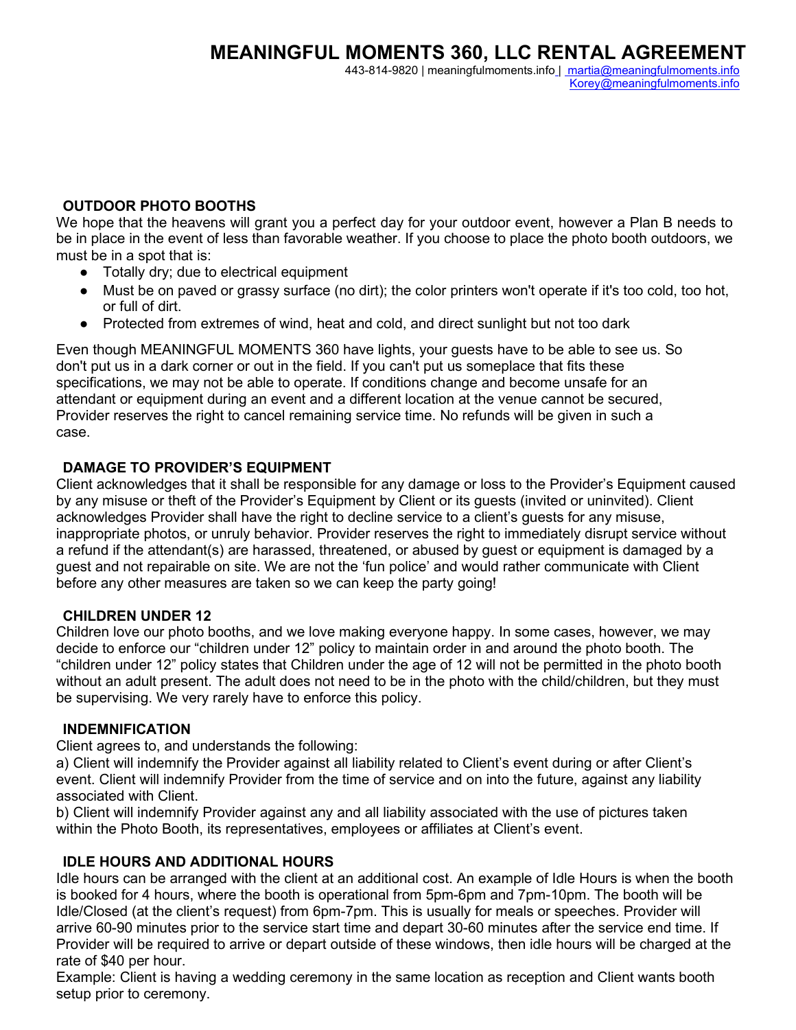# MEANINGFUL MOMENTS 360, LLC RENTAL AGREEMENT

443-814-9820 | meaningfulmoments.info | martia@meaningfulmoments.info
Korey@meaningfulmoments.info

### OUTDOOR PHOTO BOOTHS

We hope that the heavens will grant you a perfect day for your outdoor event, however a Plan B needs to be in place in the event of less than favorable weather. If you choose to place the photo booth outdoors, we must be in a spot that is:

- Totally dry; due to electrical equipment
- Must be on paved or grassy surface (no dirt); the color printers won't operate if it's too cold, too hot, or full of dirt.
- Protected from extremes of wind, heat and cold, and direct sunlight but not too dark

Even though MEANINGFUL MOMENTS 360 have lights, your guests have to be able to see us. So don't put us in a dark corner or out in the field. If you can't put us someplace that fits these specifications, we may not be able to operate. If conditions change and become unsafe for an attendant or equipment during an event and a different location at the venue cannot be secured, Provider reserves the right to cancel remaining service time. No refunds will be given in such a case.

### DAMAGE TO PROVIDER'S EQUIPMENT

Client acknowledges that it shall be responsible for any damage or loss to the Provider's Equipment caused by any misuse or theft of the Provider's Equipment by Client or its guests (invited or uninvited). Client acknowledges Provider shall have the right to decline service to a client's guests for any misuse, inappropriate photos, or unruly behavior. Provider reserves the right to immediately disrupt service without a refund if the attendant(s) are harassed, threatened, or abused by guest or equipment is damaged by a guest and not repairable on site. We are not the 'fun police' and would rather communicate with Client before any other measures are taken so we can keep the party going!

### CHILDREN UNDER 12

Children love our photo booths, and we love making everyone happy. In some cases, however, we may decide to enforce our "children under 12" policy to maintain order in and around the photo booth. The "children under 12" policy states that Children under the age of 12 will not be permitted in the photo booth without an adult present. The adult does not need to be in the photo with the child/children, but they must be supervising. We very rarely have to enforce this policy.

### INDEMNIFICATION

Client agrees to, and understands the following:

a) Client will indemnify the Provider against all liability related to Client's event during or after Client's event. Client will indemnify Provider from the time of service and on into the future, against any liability associated with Client.

b) Client will indemnify Provider against any and all liability associated with the use of pictures taken within the Photo Booth, its representatives, employees or affiliates at Client's event.

### IDLE HOURS AND ADDITIONAL HOURS

Idle hours can be arranged with the client at an additional cost. An example of Idle Hours is when the booth is booked for 4 hours, where the booth is operational from 5pm-6pm and 7pm-10pm. The booth will be Idle/Closed (at the client's request) from 6pm-7pm. This is usually for meals or speeches. Provider will arrive 60-90 minutes prior to the service start time and depart 30-60 minutes after the service end time. If Provider will be required to arrive or depart outside of these windows, then idle hours will be charged at the rate of $40 per hour.

Example: Client is having a wedding ceremony in the same location as reception and Client wants booth setup prior to ceremony.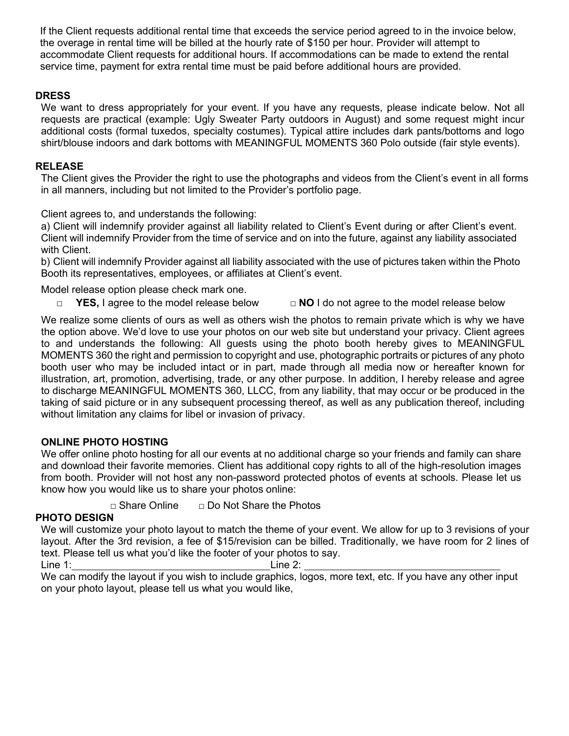If the Client requests additional rental time that exceeds the service period agreed to in the invoice below, the overage in rental time will be billed at the hourly rate of $150 per hour. Provider will attempt to accommodate Client requests for additional hours. If accommodations can be made to extend the rental service time, payment for extra rental time must be paid before additional hours are provided.

## DRESS

We want to dress appropriately for your event. If you have any requests, please indicate below. Not all requests are practical (example: Ugly Sweater Party outdoors in August) and some request might incur additional costs (formal tuxedos, specialty costumes). Typical attire includes dark pants/bottoms and logo shirt/blouse indoors and dark bottoms with MEANINGFUL MOMENTS 360 Polo outside (fair style events).

## RELEASE

The Client gives the Provider the right to use the photographs and videos from the Client's event in all forms in all manners, including but not limited to the Provider's portfolio page.

Client agrees to, and understands the following:

a) Client will indemnify provider against all liability related to Client's Event during or after Client's event. Client will indemnify Provider from the time of service and on into the future, against any liability associated with Client.

b) Client will indemnify Provider against all liability associated with the use of pictures taken within the Photo Booth its representatives, employees, or affiliates at Client's event.

Model release option please check mark one.

□ **YES,** I agree to the model release below   □ **NO** I do not agree to the model release below

We realize some clients of ours as well as others wish the photos to remain private which is why we have the option above. We'd love to use your photos on our web site but understand your privacy. Client agrees to and understands the following: All guests using the photo booth hereby gives to MEANINGFUL MOMENTS 360 the right and permission to copyright and use, photographic portraits or pictures of any photo booth user who may be included intact or in part, made through all media now or hereafter known for illustration, art, promotion, advertising, trade, or any other purpose. In addition, I hereby release and agree to discharge MEANINGFUL MOMENTS 360, LLCC, from any liability, that may occur or be produced in the taking of said picture or in any subsequent processing thereof, as well as any publication thereof, including without limitation any claims for libel or invasion of privacy.

## ONLINE PHOTO HOSTING

We offer online photo hosting for all our events at no additional charge so your friends and family can share and download their favorite memories. Client has additional copy rights to all of the high-resolution images from booth. Provider will not host any non-password protected photos of events at schools. Please let us know how you would like us to share your photos online:

□ Share Online   □ Do Not Share the Photos

## PHOTO DESIGN

We will customize your photo layout to match the theme of your event. We allow for up to 3 revisions of your layout. After the 3rd revision, a fee of $15/revision can be billed. Traditionally, we have room for 2 lines of text. Please tell us what you'd like the footer of your photos to say.

Line 1:\_\_\_\_\_\_\_\_\_\_\_\_\_\_\_\_\_\_\_\_\_\_\_\_\_\_\_\_\_\_\_\_\_\_ Line 2: \_\_\_\_\_\_\_\_\_\_\_\_\_\_\_\_\_\_\_\_\_\_\_\_\_\_\_\_\_\_\_\_\_\_

We can modify the layout if you wish to include graphics, logos, more text, etc. If you have any other input on your photo layout, please tell us what you would like,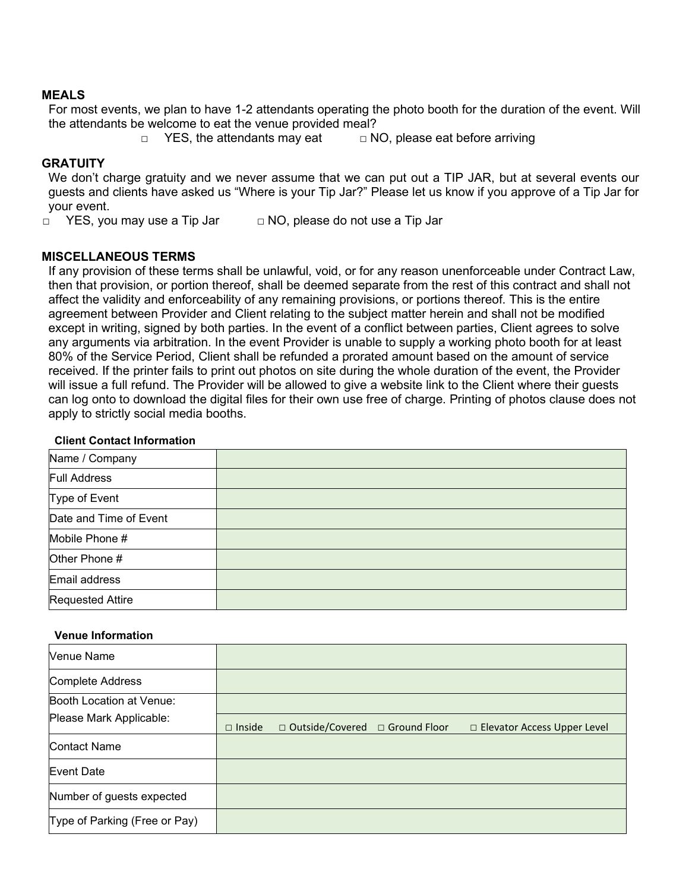## MEALS

For most events, we plan to have 1-2 attendants operating the photo booth for the duration of the event. Will the attendants be welcome to eat the venue provided meal?

□ YES, the attendants may eat □ NO, please eat before arriving

## GRATUITY

We don't charge gratuity and we never assume that we can put out a TIP JAR, but at several events our guests and clients have asked us "Where is your Tip Jar?" Please let us know if you approve of a Tip Jar for your event.

□ YES, you may use a Tip Jar □ NO, please do not use a Tip Jar

## MISCELLANEOUS TERMS

If any provision of these terms shall be unlawful, void, or for any reason unenforceable under Contract Law, then that provision, or portion thereof, shall be deemed separate from the rest of this contract and shall not affect the validity and enforceability of any remaining provisions, or portions thereof. This is the entire agreement between Provider and Client relating to the subject matter herein and shall not be modified except in writing, signed by both parties. In the event of a conflict between parties, Client agrees to solve any arguments via arbitration. In the event Provider is unable to supply a working photo booth for at least 80% of the Service Period, Client shall be refunded a prorated amount based on the amount of service received. If the printer fails to print out photos on site during the whole duration of the event, the Provider will issue a full refund. The Provider will be allowed to give a website link to the Client where their guests can log onto to download the digital files for their own use free of charge. Printing of photos clause does not apply to strictly social media booths.

**Client Contact Information**

| | |
|---|---|
| Name / Company | |
| Full Address | |
| Type of Event | |
| Date and Time of Event | |
| Mobile Phone # | |
| Other Phone # | |
| Email address | |
| Requested Attire | |

**Venue Information**

| | |
|---|---|
| Venue Name | |
| Complete Address | |
| Booth Location at Venue: Please Mark Applicable: | □ Inside □ Outside/Covered □ Ground Floor □ Elevator Access Upper Level |
| Contact Name | |
| Event Date | |
| Number of guests expected | |
| Type of Parking (Free or Pay) | |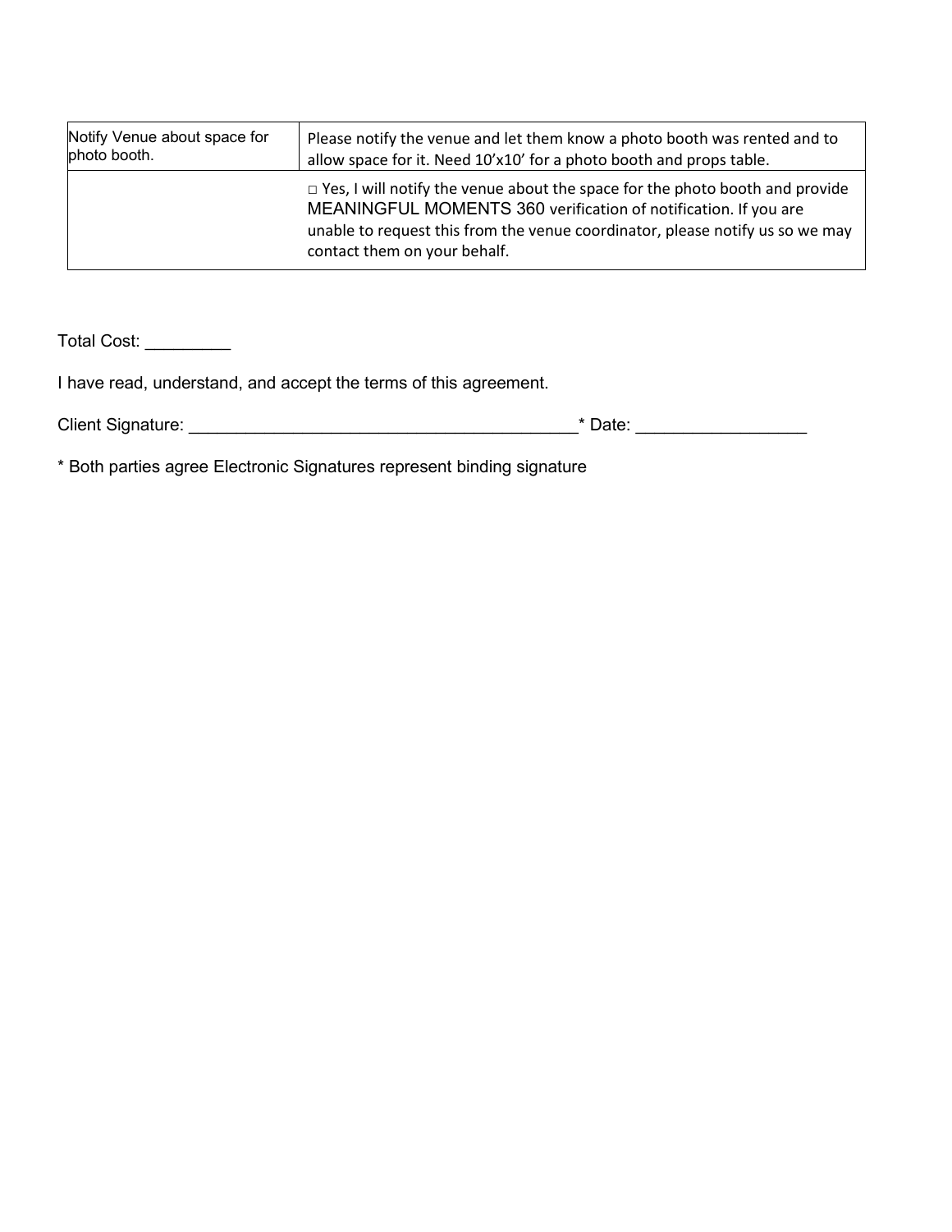| | |
|---|---|
| Notify Venue about space for photo booth. | Please notify the venue and let them know a photo booth was rented and to allow space for it. Need 10’x10’ for a photo booth and props table. |
| | □ Yes, I will notify the venue about the space for the photo booth and provide MEANINGFUL MOMENTS 360 verification of notification. If you are unable to request this from the venue coordinator, please notify us so we may contact them on your behalf. |

Total Cost: _________

I have read, understand, and accept the terms of this agreement.

Client Signature: ________________________________________* Date: _________________

* Both parties agree Electronic Signatures represent binding signature